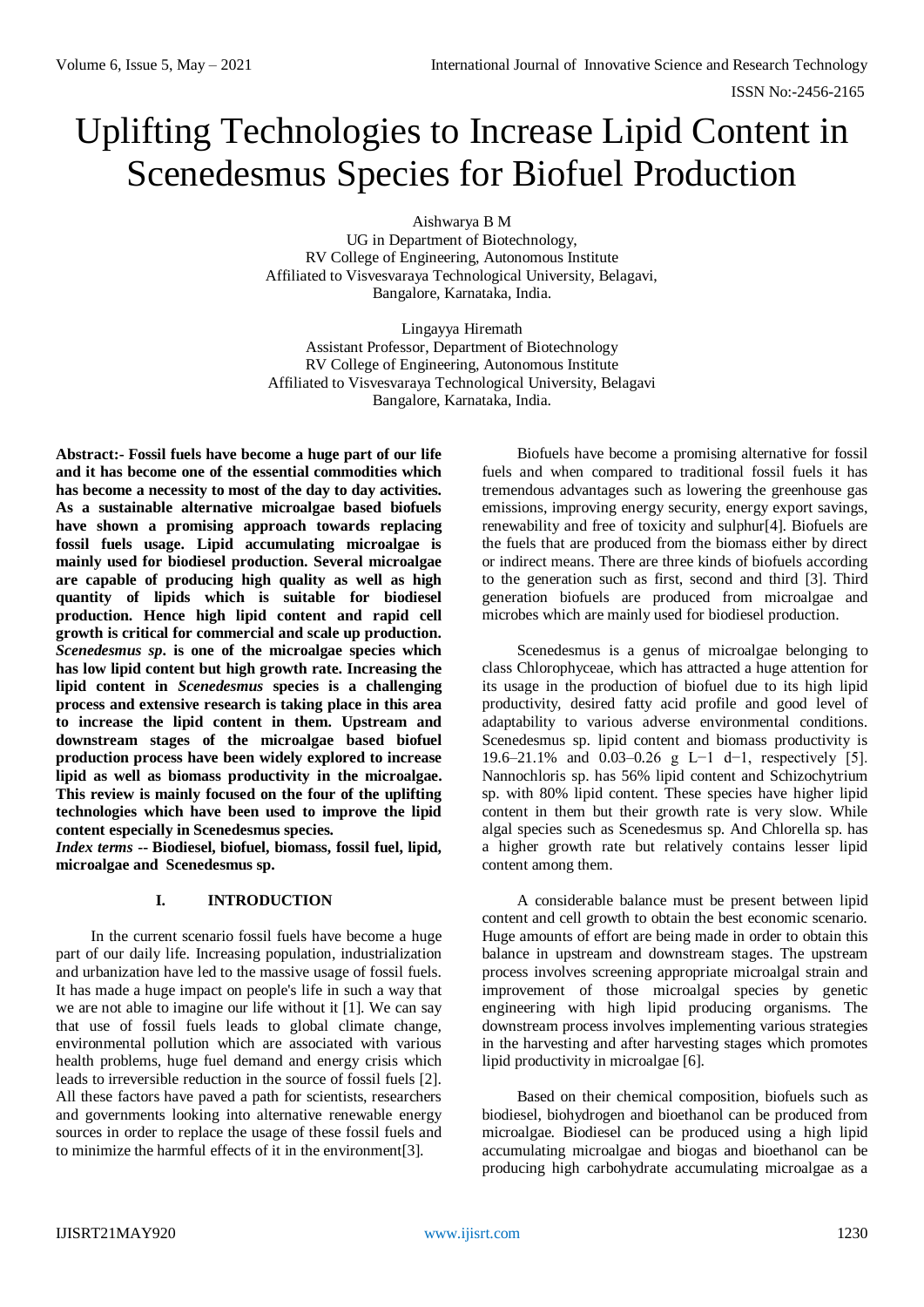# Uplifting Technologies to Increase Lipid Content in Scenedesmus Species for Biofuel Production

Aishwarya B M
UG in Department of Biotechnology,
RV College of Engineering, Autonomous Institute
Affiliated to Visvesvaraya Technological University, Belagavi,
Bangalore, Karnataka, India.

Lingayya Hiremath
Assistant Professor, Department of Biotechnology
RV College of Engineering, Autonomous Institute
Affiliated to Visvesvaraya Technological University, Belagavi
Bangalore, Karnataka, India.

**Abstract:- Fossil fuels have become a huge part of our life and it has become one of the essential commodities which has become a necessity to most of the day to day activities. As a sustainable alternative microalgae based biofuels have shown a promising approach towards replacing fossil fuels usage. Lipid accumulating microalgae is mainly used for biodiesel production. Several microalgae are capable of producing high quality as well as high quantity of lipids which is suitable for biodiesel production. Hence high lipid content and rapid cell growth is critical for commercial and scale up production. *Scenedesmus sp*. is one of the microalgae species which has low lipid content but high growth rate. Increasing the lipid content in *Scenedesmus* species is a challenging process and extensive research is taking place in this area to increase the lipid content in them. Upstream and downstream stages of the microalgae based biofuel production process have been widely explored to increase lipid as well as biomass productivity in the microalgae. This review is mainly focused on the four of the uplifting technologies which have been used to improve the lipid content especially in Scenedesmus species.**

***Index terms* -- Biodiesel, biofuel, biomass, fossil fuel, lipid, microalgae and Scenedesmus sp.**

## I. INTRODUCTION

In the current scenario fossil fuels have become a huge part of our daily life. Increasing population, industrialization and urbanization have led to the massive usage of fossil fuels. It has made a huge impact on people's life in such a way that we are not able to imagine our life without it [1]. We can say that use of fossil fuels leads to global climate change, environmental pollution which are associated with various health problems, huge fuel demand and energy crisis which leads to irreversible reduction in the source of fossil fuels [2]. All these factors have paved a path for scientists, researchers and governments looking into alternative renewable energy sources in order to replace the usage of these fossil fuels and to minimize the harmful effects of it in the environment[3].

Biofuels have become a promising alternative for fossil fuels and when compared to traditional fossil fuels it has tremendous advantages such as lowering the greenhouse gas emissions, improving energy security, energy export savings, renewability and free of toxicity and sulphur[4]. Biofuels are the fuels that are produced from the biomass either by direct or indirect means. There are three kinds of biofuels according to the generation such as first, second and third [3]. Third generation biofuels are produced from microalgae and microbes which are mainly used for biodiesel production.

Scenedesmus is a genus of microalgae belonging to class Chlorophyceae, which has attracted a huge attention for its usage in the production of biofuel due to its high lipid productivity, desired fatty acid profile and good level of adaptability to various adverse environmental conditions. Scenedesmus sp. lipid content and biomass productivity is 19.6–21.1% and 0.03–0.26 g $L^{-1}$ $d^{-1}$, respectively [5]. Nannochloris sp. has 56% lipid content and Schizochytrium sp. with 80% lipid content. These species have higher lipid content in them but their growth rate is very slow. While algal species such as Scenedesmus sp. And Chlorella sp. has a higher growth rate but relatively contains lesser lipid content among them.

A considerable balance must be present between lipid content and cell growth to obtain the best economic scenario. Huge amounts of effort are being made in order to obtain this balance in upstream and downstream stages. The upstream process involves screening appropriate microalgal strain and improvement of those microalgal species by genetic engineering with high lipid producing organisms. The downstream process involves implementing various strategies in the harvesting and after harvesting stages which promotes lipid productivity in microalgae [6].

Based on their chemical composition, biofuels such as biodiesel, biohydrogen and bioethanol can be produced from microalgae. Biodiesel can be produced using a high lipid accumulating microalgae and biogas and bioethanol can be producing high carbohydrate accumulating microalgae as a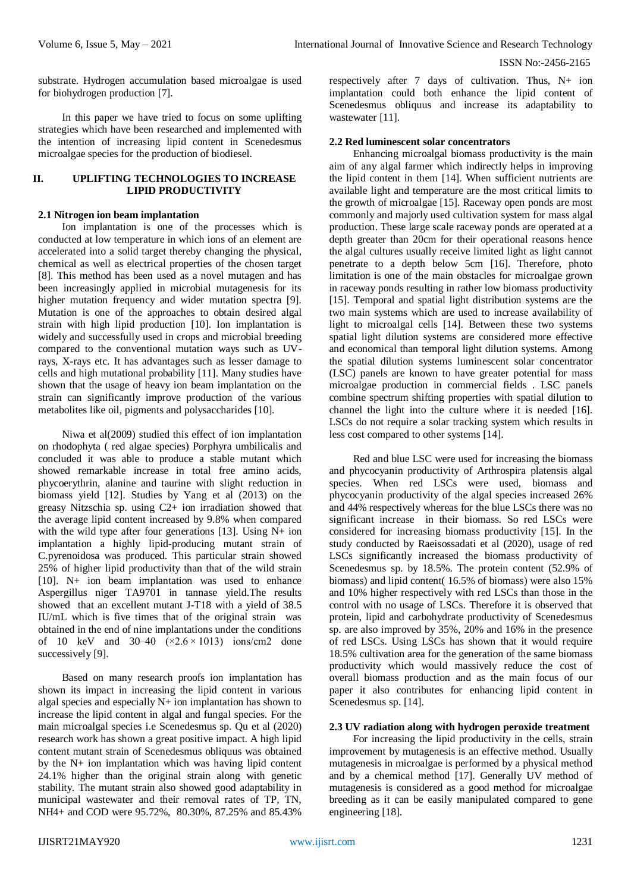substrate. Hydrogen accumulation based microalgae is used for biohydrogen production [7].

In this paper we have tried to focus on some uplifting strategies which have been researched and implemented with the intention of increasing lipid content in Scenedesmus microalgae species for the production of biodiesel.

## II. UPLIFTING TECHNOLOGIES TO INCREASE LIPID PRODUCTIVITY

### 2.1 Nitrogen ion beam implantation

Ion implantation is one of the processes which is conducted at low temperature in which ions of an element are accelerated into a solid target thereby changing the physical, chemical as well as electrical properties of the chosen target [8]. This method has been used as a novel mutagen and has been increasingly applied in microbial mutagenesis for its higher mutation frequency and wider mutation spectra [9]. Mutation is one of the approaches to obtain desired algal strain with high lipid production [10]. Ion implantation is widely and successfully used in crops and microbial breeding compared to the conventional mutation ways such as UV-rays, X-rays etc. It has advantages such as lesser damage to cells and high mutational probability [11]. Many studies have shown that the usage of heavy ion beam implantation on the strain can significantly improve production of the various metabolites like oil, pigments and polysaccharides [10].

Niwa et al(2009) studied this effect of ion implantation on rhodophyta ( red algae species) Porphyra umbilicalis and concluded it was able to produce a stable mutant which showed remarkable increase in total free amino acids, phycoerythrin, alanine and taurine with slight reduction in biomass yield [12]. Studies by Yang et al (2013) on the greasy Nitzschia sp. using $C^{2+}$ ion irradiation showed that the average lipid content increased by 9.8% when compared with the wild type after four generations [13]. Using $N^{+}$ ion implantation a highly lipid-producing mutant strain of C.pyrenoidosa was produced. This particular strain showed 25% of higher lipid productivity than that of the wild strain [10]. $N^{+}$ ion beam implantation was used to enhance Aspergillus niger TA9701 in tannase yield.The results showed that an excellent mutant J-T18 with a yield of 38.5 IU/mL which is five times that of the original strain was obtained in the end of nine implantations under the conditions of 10 keV and 30–40 ($\times 2.6 \times 1013$) ions/cm2 done successively [9].

Based on many research proofs ion implantation has shown its impact in increasing the lipid content in various algal species and especially $N^{+}$ ion implantation has shown to increase the lipid content in algal and fungal species. For the main microalgal species i.e Scenedesmus sp. Qu et al (2020) research work has shown a great positive impact. A high lipid content mutant strain of Scenedesmus obliquus was obtained by the $N^{+}$ ion implantation which was having lipid content 24.1% higher than the original strain along with genetic stability. The mutant strain also showed good adaptability in municipal wastewater and their removal rates of TP, TN, $NH_4^{+}$ and COD were 95.72%, 80.30%, 87.25% and 85.43% respectively after 7 days of cultivation. Thus, $N^{+}$ ion implantation could both enhance the lipid content of Scenedesmus obliquus and increase its adaptability to wastewater [11].

### 2.2 Red luminescent solar concentrators

Enhancing microalgal biomass productivity is the main aim of any algal farmer which indirectly helps in improving the lipid content in them [14]. When sufficient nutrients are available light and temperature are the most critical limits to the growth of microalgae [15]. Raceway open ponds are most commonly and majorly used cultivation system for mass algal production. These large scale raceway ponds are operated at a depth greater than 20cm for their operational reasons hence the algal cultures usually receive limited light as light cannot penetrate to a depth below 5cm [16]. Therefore, photo limitation is one of the main obstacles for microalgae grown in raceway ponds resulting in rather low biomass productivity [15]. Temporal and spatial light distribution systems are the two main systems which are used to increase availability of light to microalgal cells [14]. Between these two systems spatial light dilution systems are considered more effective and economical than temporal light dilution systems. Among the spatial dilution systems luminescent solar concentrator (LSC) panels are known to have greater potential for mass microalgae production in commercial fields . LSC panels combine spectrum shifting properties with spatial dilution to channel the light into the culture where it is needed [16]. LSCs do not require a solar tracking system which results in less cost compared to other systems [14].

Red and blue LSC were used for increasing the biomass and phycocyanin productivity of Arthrospira platensis algal species. When red LSCs were used, biomass and phycocyanin productivity of the algal species increased 26% and 44% respectively whereas for the blue LSCs there was no significant increase in their biomass. So red LSCs were considered for increasing biomass productivity [15]. In the study conducted by Raeisossadati et al (2020), usage of red LSCs significantly increased the biomass productivity of Scenedesmus sp. by 18.5%. The protein content (52.9% of biomass) and lipid content( 16.5% of biomass) were also 15% and 10% higher respectively with red LSCs than those in the control with no usage of LSCs. Therefore it is observed that protein, lipid and carbohydrate productivity of Scenedesmus sp. are also improved by 35%, 20% and 16% in the presence of red LSCs. Using LSCs has shown that it would require 18.5% cultivation area for the generation of the same biomass productivity which would massively reduce the cost of overall biomass production and as the main focus of our paper it also contributes for enhancing lipid content in Scenedesmus sp. [14].

### 2.3 UV radiation along with hydrogen peroxide treatment

For increasing the lipid productivity in the cells, strain improvement by mutagenesis is an effective method. Usually mutagenesis in microalgae is performed by a physical method and by a chemical method [17]. Generally UV method of mutagenesis is considered as a good method for microalgae breeding as it can be easily manipulated compared to gene engineering [18].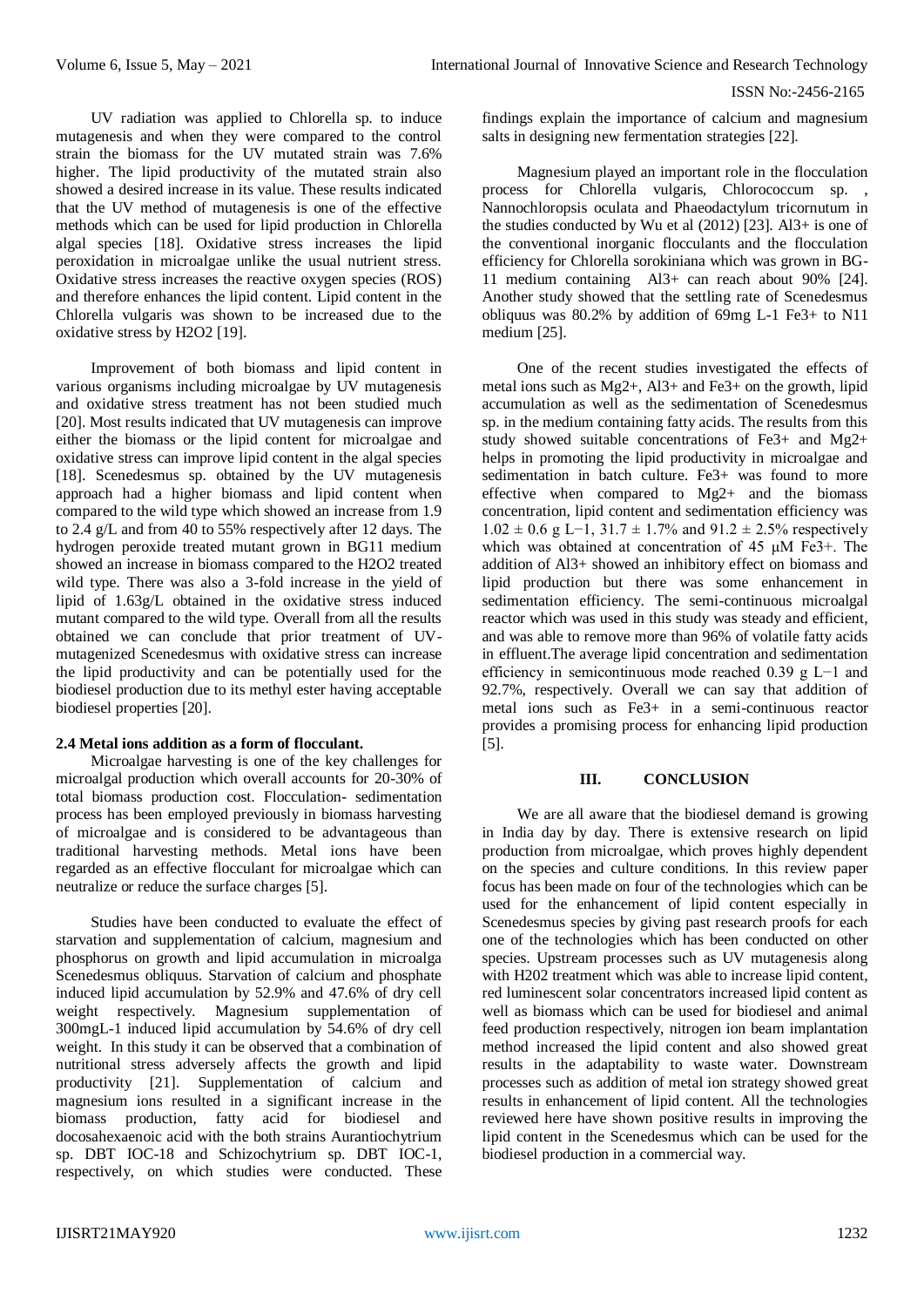UV radiation was applied to Chlorella sp. to induce mutagenesis and when they were compared to the control strain the biomass for the UV mutated strain was 7.6% higher. The lipid productivity of the mutated strain also showed a desired increase in its value. These results indicated that the UV method of mutagenesis is one of the effective methods which can be used for lipid production in Chlorella algal species [18]. Oxidative stress increases the lipid peroxidation in microalgae unlike the usual nutrient stress. Oxidative stress increases the reactive oxygen species (ROS) and therefore enhances the lipid content. Lipid content in the Chlorella vulgaris was shown to be increased due to the oxidative stress by $H_2O_2$ [19].

Improvement of both biomass and lipid content in various organisms including microalgae by UV mutagenesis and oxidative stress treatment has not been studied much [20]. Most results indicated that UV mutagenesis can improve either the biomass or the lipid content for microalgae and oxidative stress can improve lipid content in the algal species [18]. Scenedesmus sp. obtained by the UV mutagenesis approach had a higher biomass and lipid content when compared to the wild type which showed an increase from 1.9 to 2.4 g/L and from 40 to 55% respectively after 12 days. The hydrogen peroxide treated mutant grown in BG11 medium showed an increase in biomass compared to the $H_2O_2$ treated wild type. There was also a 3-fold increase in the yield of lipid of 1.63g/L obtained in the oxidative stress induced mutant compared to the wild type. Overall from all the results obtained we can conclude that prior treatment of UV-mutagenized Scenedesmus with oxidative stress can increase the lipid productivity and can be potentially used for the biodiesel production due to its methyl ester having acceptable biodiesel properties [20].

### 2.4 Metal ions addition as a form of flocculant.

Microalgae harvesting is one of the key challenges for microalgal production which overall accounts for 20-30% of total biomass production cost. Flocculation- sedimentation process has been employed previously in biomass harvesting of microalgae and is considered to be advantageous than traditional harvesting methods. Metal ions have been regarded as an effective flocculant for microalgae which can neutralize or reduce the surface charges [5].

Studies have been conducted to evaluate the effect of starvation and supplementation of calcium, magnesium and phosphorus on growth and lipid accumulation in microalga Scenedesmus obliquus. Starvation of calcium and phosphate induced lipid accumulation by 52.9% and 47.6% of dry cell weight respectively. Magnesium supplementation of 300mgL-1 induced lipid accumulation by 54.6% of dry cell weight. In this study it can be observed that a combination of nutritional stress adversely affects the growth and lipid productivity [21]. Supplementation of calcium and magnesium ions resulted in a significant increase in the biomass production, fatty acid for biodiesel and docosahexaenoic acid with the both strains Aurantiochytrium sp. DBT IOC-18 and Schizochytrium sp. DBT IOC-1, respectively, on which studies were conducted. These findings explain the importance of calcium and magnesium salts in designing new fermentation strategies [22].

Magnesium played an important role in the flocculation process for Chlorella vulgaris, Chlorococcum sp. , Nannochloropsis oculata and Phaeodactylum tricornutum in the studies conducted by Wu et al (2012) [23]. $Al^{3+}$ is one of the conventional inorganic flocculants and the flocculation efficiency for Chlorella sorokiniana which was grown in BG-11 medium containing $Al^{3+}$ can reach about 90% [24]. Another study showed that the settling rate of Scenedesmus obliquus was 80.2% by addition of 69mg $L^{-1}$ $Fe^{3+}$ to N11 medium [25].

One of the recent studies investigated the effects of metal ions such as $Mg^{2+}$, $Al^{3+}$ and $Fe^{3+}$ on the growth, lipid accumulation as well as the sedimentation of Scenedesmus sp. in the medium containing fatty acids. The results from this study showed suitable concentrations of $Fe^{3+}$ and $Mg^{2+}$ helps in promoting the lipid productivity in microalgae and sedimentation in batch culture. $Fe^{3+}$ was found to more effective when compared to $Mg^{2+}$ and the biomass concentration, lipid content and sedimentation efficiency was $1.02 \pm 0.6$ g $L^{-1}$, $31.7 \pm 1.7$% and $91.2 \pm 2.5$% respectively which was obtained at concentration of 45 μM $Fe^{3+}$. The addition of $Al^{3+}$ showed an inhibitory effect on biomass and lipid production but there was some enhancement in sedimentation efficiency. The semi-continuous microalgal reactor which was used in this study was steady and efficient, and was able to remove more than 96% of volatile fatty acids in effluent.The average lipid concentration and sedimentation efficiency in semicontinuous mode reached 0.39 g $L^{-1}$ and 92.7%, respectively. Overall we can say that addition of metal ions such as $Fe^{3+}$ in a semi-continuous reactor provides a promising process for enhancing lipid production [5].

## III. CONCLUSION

We are all aware that the biodiesel demand is growing in India day by day. There is extensive research on lipid production from microalgae, which proves highly dependent on the species and culture conditions. In this review paper focus has been made on four of the technologies which can be used for the enhancement of lipid content especially in Scenedesmus species by giving past research proofs for each one of the technologies which has been conducted on other species. Upstream processes such as UV mutagenesis along with H202 treatment which was able to increase lipid content, red luminescent solar concentrators increased lipid content as well as biomass which can be used for biodiesel and animal feed production respectively, nitrogen ion beam implantation method increased the lipid content and also showed great results in the adaptability to waste water. Downstream processes such as addition of metal ion strategy showed great results in enhancement of lipid content. All the technologies reviewed here have shown positive results in improving the lipid content in the Scenedesmus which can be used for the biodiesel production in a commercial way.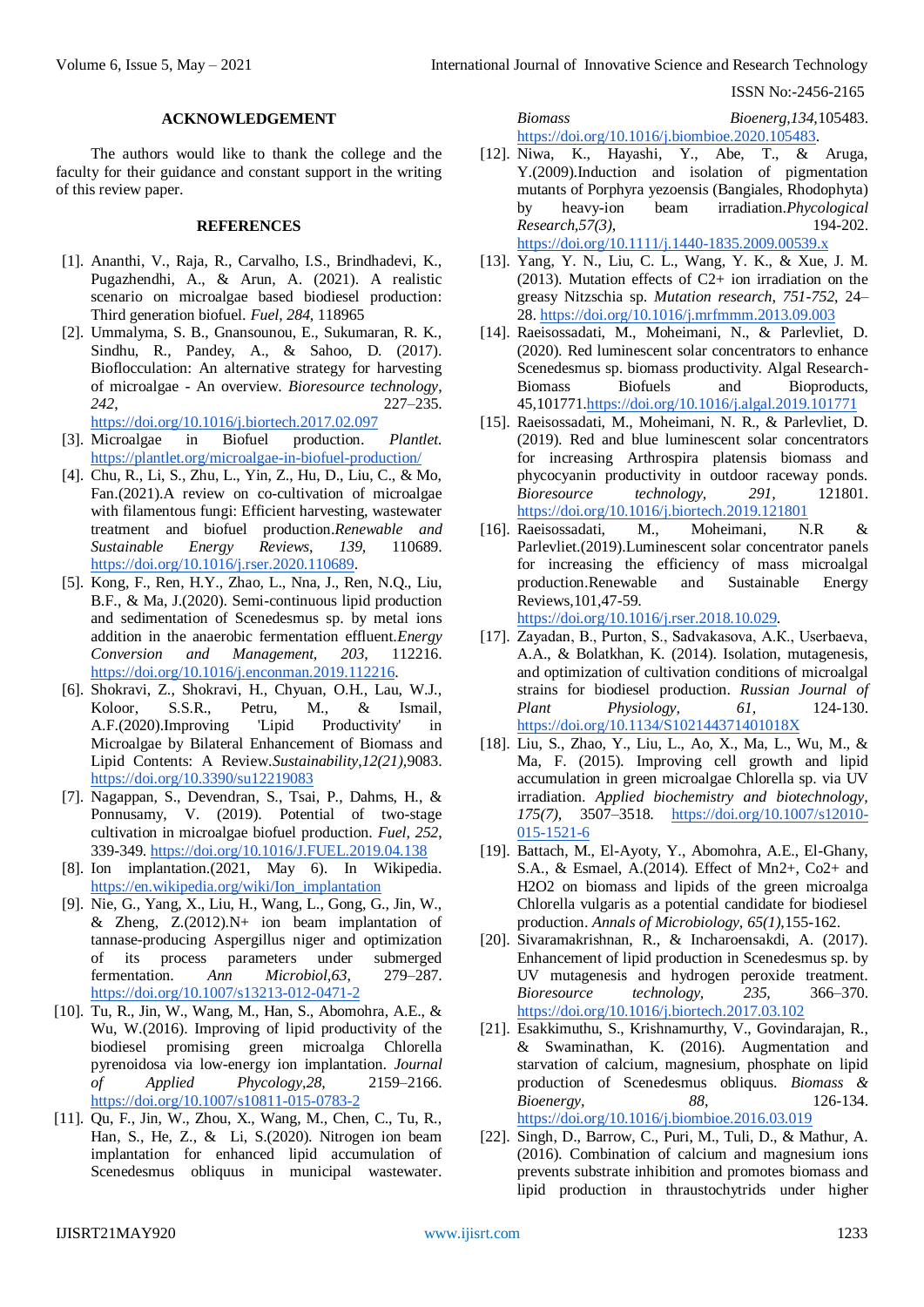## ACKNOWLEDGEMENT

The authors would like to thank the college and the faculty for their guidance and constant support in the writing of this review paper.

## REFERENCES

[1]. Ananthi, V., Raja, R., Carvalho, I.S., Brindhadevi, K., Pugazhendhi, A., & Arun, A. (2021). A realistic scenario on microalgae based biodiesel production: Third generation biofuel. *Fuel*, *284*, 118965

[2]. Ummalyma, S. B., Gnansounou, E., Sukumaran, R. K., Sindhu, R., Pandey, A., & Sahoo, D. (2017). Bioflocculation: An alternative strategy for harvesting of microalgae - An overview. *Bioresource technology*, *242*, 227–235. https://doi.org/10.1016/j.biortech.2017.02.097

[3]. Microalgae in Biofuel production. *Plantlet*. https://plantlet.org/microalgae-in-biofuel-production/

[4]. Chu, R., Li, S., Zhu, L., Yin, Z., Hu, D., Liu, C., & Mo, Fan.(2021).A review on co-cultivation of microalgae with filamentous fungi: Efficient harvesting, wastewater treatment and biofuel production.*Renewable and Sustainable Energy Reviews*, *139*, 110689. https://doi.org/10.1016/j.rser.2020.110689.

[5]. Kong, F., Ren, H.Y., Zhao, L., Nna, J., Ren, N.Q., Liu, B.F., & Ma, J.(2020). Semi-continuous lipid production and sedimentation of Scenedesmus sp. by metal ions addition in the anaerobic fermentation effluent.*Energy Conversion and Management*, *203*, 112216. https://doi.org/10.1016/j.enconman.2019.112216.

[6]. Shokravi, Z., Shokravi, H., Chyuan, O.H., Lau, W.J., Koloor, S.S.R., Petru, M., & Ismail, A.F.(2020).Improving 'Lipid Productivity' in Microalgae by Bilateral Enhancement of Biomass and Lipid Contents: A Review.*Sustainability*,*12(21)*,9083. https://doi.org/10.3390/su12219083

[7]. Nagappan, S., Devendran, S., Tsai, P., Dahms, H., & Ponnusamy, V. (2019). Potential of two-stage cultivation in microalgae biofuel production. *Fuel*, *252*, 339-349. https://doi.org/10.1016/J.FUEL.2019.04.138

[8]. Ion implantation.(2021, May 6). In Wikipedia. https://en.wikipedia.org/wiki/Ion_implantation

[9]. Nie, G., Yang, X., Liu, H., Wang, L., Gong, G., Jin, W., & Zheng, Z.(2012).N+ ion beam implantation of tannase-producing Aspergillus niger and optimization of its process parameters under submerged fermentation. *Ann Microbiol*,*63*, 279–287. https://doi.org/10.1007/s13213-012-0471-2

[10]. Tu, R., Jin, W., Wang, M., Han, S., Abomohra, A.E., & Wu, W.(2016). Improving of lipid productivity of the biodiesel promising green microalga Chlorella pyrenoidosa via low-energy ion implantation. *Journal of Applied Phycology*,*28*, 2159–2166. https://doi.org/10.1007/s10811-015-0783-2

[11]. Qu, F., Jin, W., Zhou, X., Wang, M., Chen, C., Tu, R., Han, S., He, Z., & Li, S.(2020). Nitrogen ion beam implantation for enhanced lipid accumulation of Scenedesmus obliquus in municipal wastewater. *Biomass Bioenerg*,*134*,105483. https://doi.org/10.1016/j.biombioe.2020.105483.

[12]. Niwa, K., Hayashi, Y., Abe, T., & Aruga, Y.(2009).Induction and isolation of pigmentation mutants of Porphyra yezoensis (Bangiales, Rhodophyta) by heavy-ion beam irradiation.*Phycological Research*,*57(3)*, 194-202. https://doi.org/10.1111/j.1440-1835.2009.00539.x

[13]. Yang, Y. N., Liu, C. L., Wang, Y. K., & Xue, J. M. (2013). Mutation effects of C2+ ion irradiation on the greasy Nitzschia sp. *Mutation research*, *751-752*, 24–28. https://doi.org/10.1016/j.mrfmmm.2013.09.003

[14]. Raeisossadati, M., Moheimani, N., & Parlevliet, D. (2020). Red luminescent solar concentrators to enhance Scenedesmus sp. biomass productivity. Algal Research-Biomass Biofuels and Bioproducts, 45,101771.https://doi.org/10.1016/j.algal.2019.101771

[15]. Raeisossadati, M., Moheimani, N. R., & Parlevliet, D. (2019). Red and blue luminescent solar concentrators for increasing Arthrospira platensis biomass and phycocyanin productivity in outdoor raceway ponds. *Bioresource technology*, *291*, 121801. https://doi.org/10.1016/j.biortech.2019.121801

[16]. Raeisossadati, M., Moheimani, N.R & Parlevliet.(2019).Luminescent solar concentrator panels for increasing the efficiency of mass microalgal production.Renewable and Sustainable Energy Reviews,101,47-59. https://doi.org/10.1016/j.rser.2018.10.029.

[17]. Zayadan, B., Purton, S., Sadvakasova, A.K., Userbaeva, A.A., & Bolatkhan, K. (2014). Isolation, mutagenesis, and optimization of cultivation conditions of microalgal strains for biodiesel production. *Russian Journal of Plant Physiology*, *61*, 124-130. https://doi.org/10.1134/S102144371401018X

[18]. Liu, S., Zhao, Y., Liu, L., Ao, X., Ma, L., Wu, M., & Ma, F. (2015). Improving cell growth and lipid accumulation in green microalgae Chlorella sp. via UV irradiation. *Applied biochemistry and biotechnology*, *175(7)*, 3507–3518. https://doi.org/10.1007/s12010-015-1521-6

[19]. Battach, M., El-Ayoty, Y., Abomohra, A.E., El-Ghany, S.A., & Esmael, A.(2014). Effect of Mn2+, Co2+ and H2O2 on biomass and lipids of the green microalga Chlorella vulgaris as a potential candidate for biodiesel production. *Annals of Microbiology*, *65(1)*,155-162.

[20]. Sivaramakrishnan, R., & Incharoensakdi, A. (2017). Enhancement of lipid production in Scenedesmus sp. by UV mutagenesis and hydrogen peroxide treatment. *Bioresource technology*, *235*, 366–370. https://doi.org/10.1016/j.biortech.2017.03.102

[21]. Esakkimuthu, S., Krishnamurthy, V., Govindarajan, R., & Swaminathan, K. (2016). Augmentation and starvation of calcium, magnesium, phosphate on lipid production of Scenedesmus obliquus. *Biomass & Bioenergy*, *88*, 126-134. https://doi.org/10.1016/j.biombioe.2016.03.019

[22]. Singh, D., Barrow, C., Puri, M., Tuli, D., & Mathur, A. (2016). Combination of calcium and magnesium ions prevents substrate inhibition and promotes biomass and lipid production in thraustochytrids under higher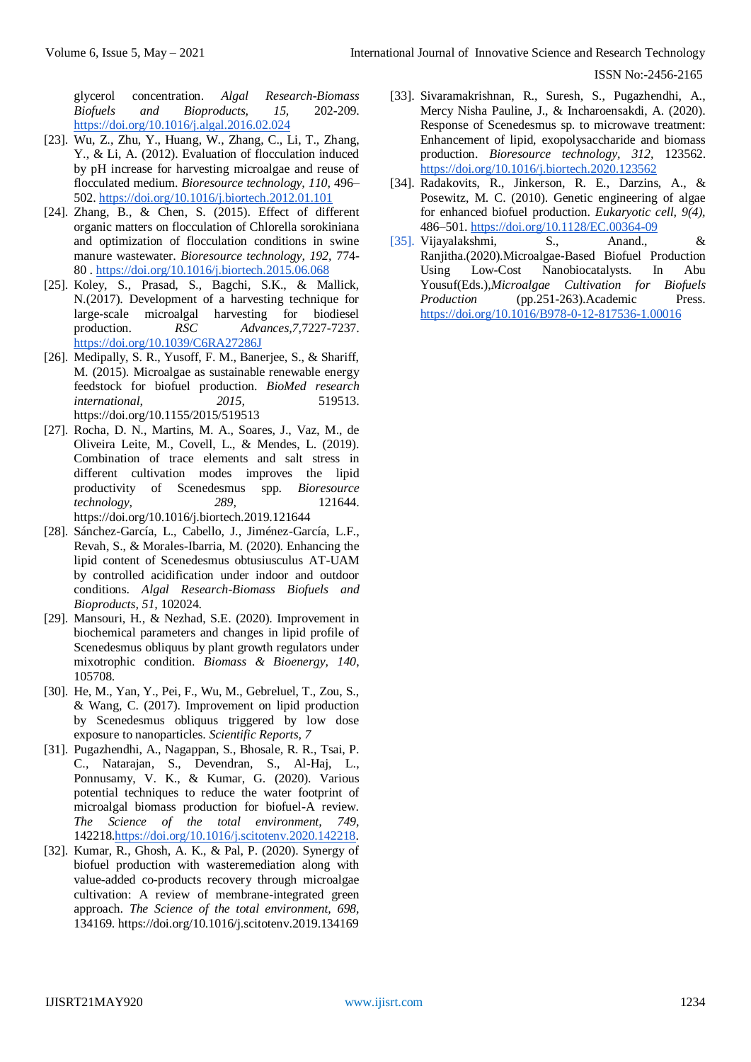glycerol concentration. *Algal Research-Biomass Biofuels and Bioproducts, 15,* 202-209. https://doi.org/10.1016/j.algal.2016.02.024

[23]. Wu, Z., Zhu, Y., Huang, W., Zhang, C., Li, T., Zhang, Y., & Li, A. (2012). Evaluation of flocculation induced by pH increase for harvesting microalgae and reuse of flocculated medium. *Bioresource technology, 110,* 496–502. https://doi.org/10.1016/j.biortech.2012.01.101

[24]. Zhang, B., & Chen, S. (2015). Effect of different organic matters on flocculation of Chlorella sorokiniana and optimization of flocculation conditions in swine manure wastewater. *Bioresource technology, 192,* 774-80 . https://doi.org/10.1016/j.biortech.2015.06.068

[25]. Koley, S., Prasad, S., Bagchi, S.K., & Mallick, N.(2017). Development of a harvesting technique for large-scale microalgal harvesting for biodiesel production. *RSC Advances,7,*7227-7237. https://doi.org/10.1039/C6RA27286J

[26]. Medipally, S. R., Yusoff, F. M., Banerjee, S., & Shariff, M. (2015). Microalgae as sustainable renewable energy feedstock for biofuel production. *BioMed research international, 2015,* 519513. https://doi.org/10.1155/2015/519513

[27]. Rocha, D. N., Martins, M. A., Soares, J., Vaz, M., de Oliveira Leite, M., Covell, L., & Mendes, L. (2019). Combination of trace elements and salt stress in different cultivation modes improves the lipid productivity of Scenedesmus spp. *Bioresource technology, 289,* 121644. https://doi.org/10.1016/j.biortech.2019.121644

[28]. Sánchez-García, L., Cabello, J., Jiménez-García, L.F., Revah, S., & Morales-Ibarria, M. (2020). Enhancing the lipid content of Scenedesmus obtusiusculus AT-UAM by controlled acidification under indoor and outdoor conditions. *Algal Research-Biomass Biofuels and Bioproducts, 51,* 102024.

[29]. Mansouri, H., & Nezhad, S.E. (2020). Improvement in biochemical parameters and changes in lipid profile of Scenedesmus obliquus by plant growth regulators under mixotrophic condition. *Biomass & Bioenergy, 140,* 105708.

[30]. He, M., Yan, Y., Pei, F., Wu, M., Gebreluel, T., Zou, S., & Wang, C. (2017). Improvement on lipid production by Scenedesmus obliquus triggered by low dose exposure to nanoparticles. *Scientific Reports, 7*

[31]. Pugazhendhi, A., Nagappan, S., Bhosale, R. R., Tsai, P. C., Natarajan, S., Devendran, S., Al-Haj, L., Ponnusamy, V. K., & Kumar, G. (2020). Various potential techniques to reduce the water footprint of microalgal biomass production for biofuel-A review. *The Science of the total environment, 749,* 142218.https://doi.org/10.1016/j.scitotenv.2020.142218.

[32]. Kumar, R., Ghosh, A. K., & Pal, P. (2020). Synergy of biofuel production with wasteremediation along with value-added co-products recovery through microalgae cultivation: A review of membrane-integrated green approach. *The Science of the total environment, 698,* 134169. https://doi.org/10.1016/j.scitotenv.2019.134169

[33]. Sivaramakrishnan, R., Suresh, S., Pugazhendhi, A., Mercy Nisha Pauline, J., & Incharoensakdi, A. (2020). Response of Scenedesmus sp. to microwave treatment: Enhancement of lipid, exopolysaccharide and biomass production. *Bioresource technology, 312,* 123562. https://doi.org/10.1016/j.biortech.2020.123562

[34]. Radakovits, R., Jinkerson, R. E., Darzins, A., & Posewitz, M. C. (2010). Genetic engineering of algae for enhanced biofuel production. *Eukaryotic cell, 9(4),* 486–501. https://doi.org/10.1128/EC.00364-09

[35]. Vijayalakshmi, S., Anand., & Ranjitha.(2020).Microalgae-Based Biofuel Production Using Low-Cost Nanobiocatalysts. In Abu Yousuf(Eds.),*Microalgae Cultivation for Biofuels Production* (pp.251-263).Academic Press. https://doi.org/10.1016/B978-0-12-817536-1.00016